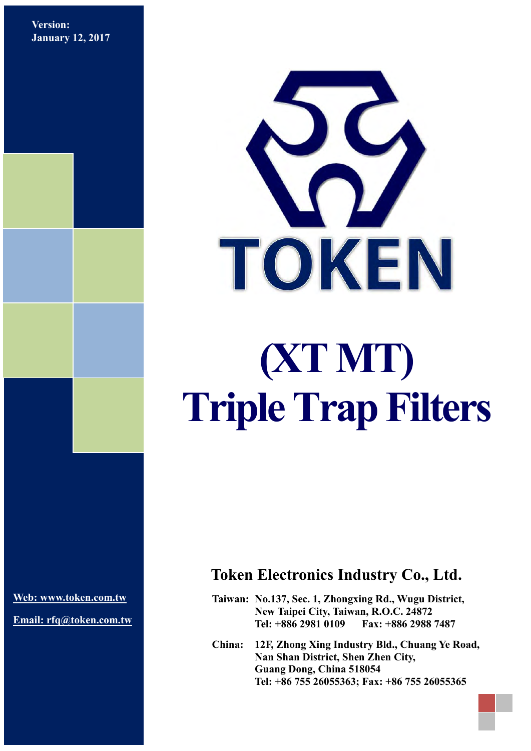**Version:**
**January 12, 2017**

TOKEN

# (XT MT) Triple Trap Filters

## Token Electronics Industry Co., Ltd.

**Taiwan:** No.137, Sec. 1, Zhongxing Rd., Wugu District, New Taipei City, Taiwan, R.O.C. 24872
Tel: +886 2981 0109 Fax: +886 2988 7487

**China:** 12F, Zhong Xing Industry Bld., Chuang Ye Road, Nan Shan District, Shen Zhen City, Guang Dong, China 518054
Tel: +86 755 26055363; Fax: +86 755 26055365

Web: www.token.com.tw

Email: rfq@token.com.tw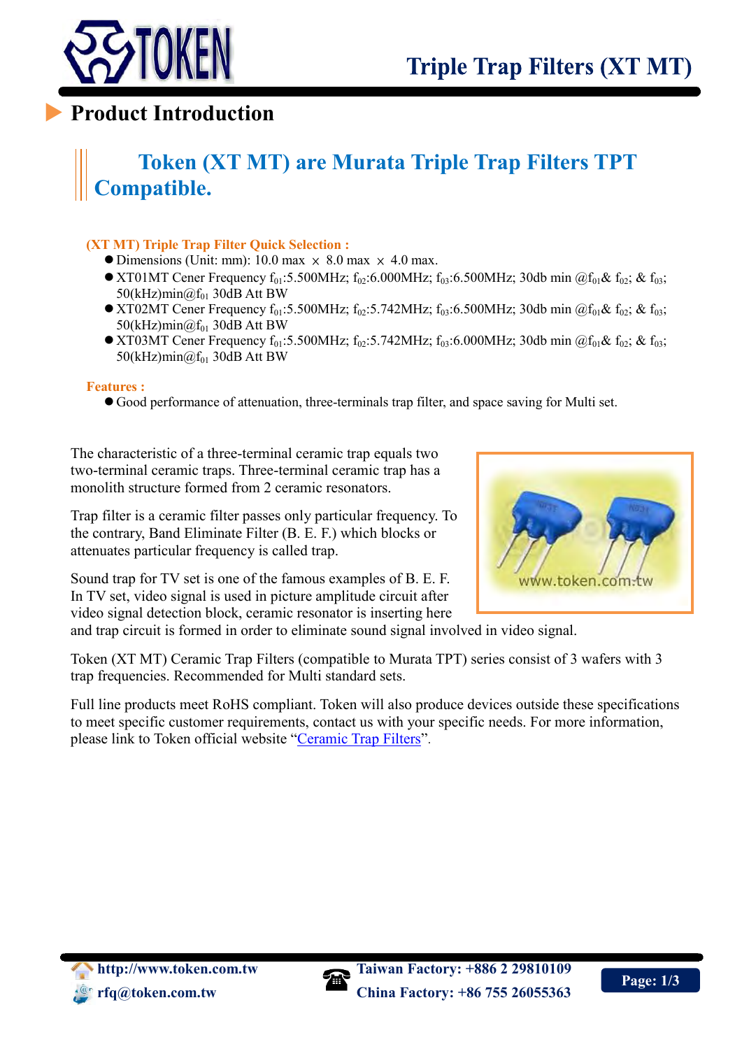# Triple Trap Filters (XT MT)

## Product Introduction

### Token (XT MT) are Murata Triple Trap Filters TPT Compatible.

**(XT MT) Triple Trap Filter Quick Selection :**

- Dimensions (Unit: mm): 10.0 max × 8.0 max × 4.0 max.
- XT01MT Cener Frequency $f_{01}$:5.500MHz; $f_{02}$:6.000MHz; $f_{03}$:6.500MHz; 30db min @$f_{01}$& $f_{02}$; & $f_{03}$; 50(kHz)min@$f_{01}$ 30dB Att BW
- XT02MT Cener Frequency $f_{01}$:5.500MHz; $f_{02}$:5.742MHz; $f_{03}$:6.500MHz; 30db min @$f_{01}$& $f_{02}$; & $f_{03}$; 50(kHz)min@$f_{01}$ 30dB Att BW
- XT03MT Cener Frequency $f_{01}$:5.500MHz; $f_{02}$:5.742MHz; $f_{03}$:6.000MHz; 30db min @$f_{01}$& $f_{02}$; & $f_{03}$; 50(kHz)min@$f_{01}$ 30dB Att BW

**Features :**

- Good performance of attenuation, three-terminals trap filter, and space saving for Multi set.

The characteristic of a three-terminal ceramic trap equals two two-terminal ceramic traps. Three-terminal ceramic trap has a monolith structure formed from 2 ceramic resonators.

Trap filter is a ceramic filter passes only particular frequency. To the contrary, Band Eliminate Filter (B. E. F.) which blocks or attenuates particular frequency is called trap.

Sound trap for TV set is one of the famous examples of B. E. F. In TV set, video signal is used in picture amplitude circuit after video signal detection block, ceramic resonator is inserting here and trap circuit is formed in order to eliminate sound signal involved in video signal.

Token (XT MT) Ceramic Trap Filters (compatible to Murata TPT) series consist of 3 wafers with 3 trap frequencies. Recommended for Multi standard sets.

Full line products meet RoHS compliant. Token will also produce devices outside these specifications to meet specific customer requirements, contact us with your specific needs. For more information, please link to Token official website "Ceramic Trap Filters".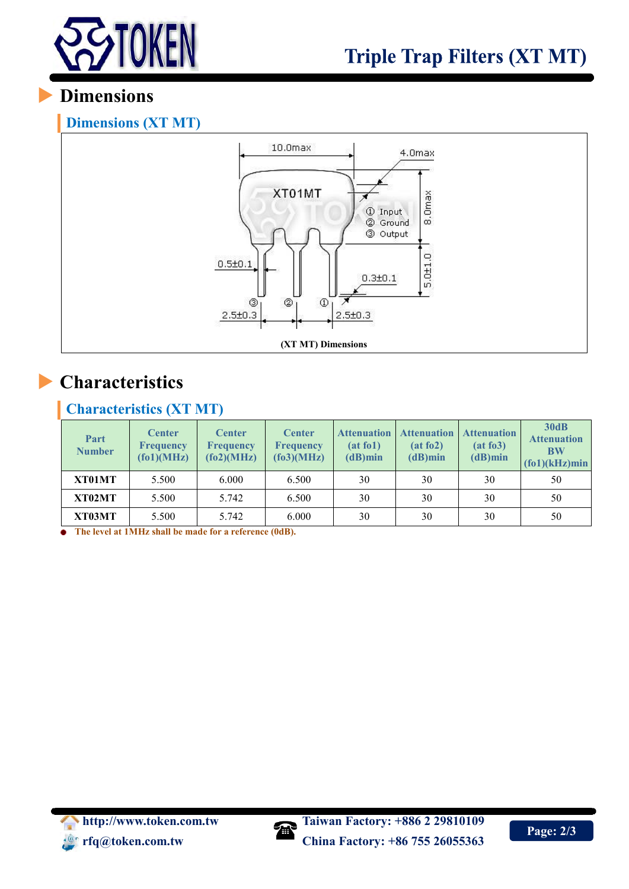# Dimensions

## Dimensions (XT MT)

(XT MT) Dimensions

# Characteristics

## Characteristics (XT MT)

| Part Number | Center Frequency (fo1)(MHz) | Center Frequency (fo2)(MHz) | Center Frequency (fo3)(MHz) | Attenuation (at fo1) (dB)min | Attenuation (at fo2) (dB)min | Attenuation (at fo3) (dB)min | 30dB Attenuation BW (fo1)(kHz)min |
|---|---|---|---|---|---|---|---|
| **XT01MT** | 5.500 | 6.000 | 6.500 | 30 | 30 | 30 | 50 |
| **XT02MT** | 5.500 | 5.742 | 6.500 | 30 | 30 | 30 | 50 |
| **XT03MT** | 5.500 | 5.742 | 6.000 | 30 | 30 | 30 | 50 |

- **The level at 1MHz shall be made for a reference (0dB).**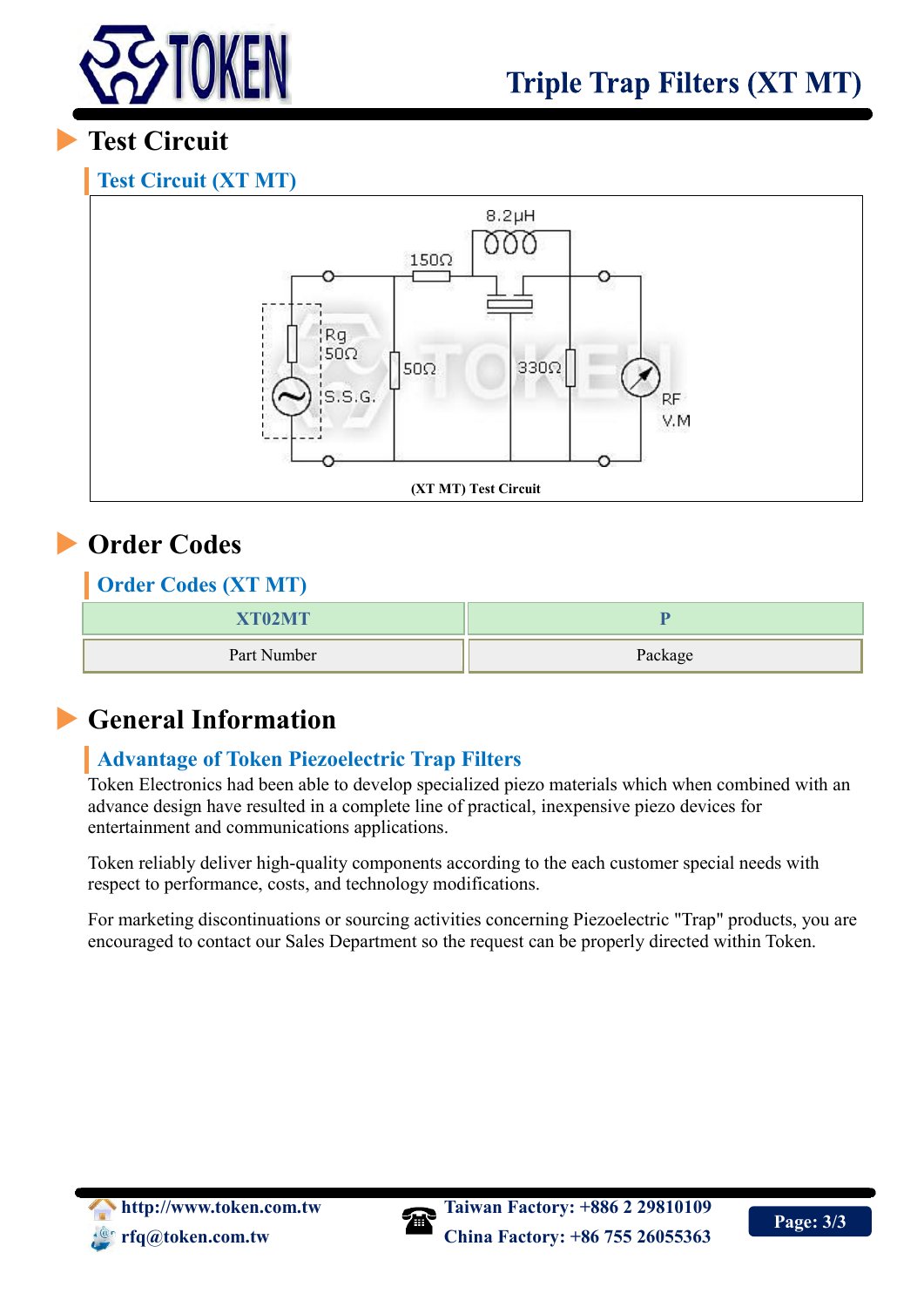## Test Circuit

### Test Circuit (XT MT)

8.2μH
150Ω
Rg
50Ω
S.S.G.
50Ω
330Ω
RF
V.M

(XT MT) Test Circuit

## Order Codes

### Order Codes (XT MT)

| XT02MT | P |
|---|---|
| Part Number | Package |

## General Information

### Advantage of Token Piezoelectric Trap Filters

Token Electronics had been able to develop specialized piezo materials which when combined with an advance design have resulted in a complete line of practical, inexpensive piezo devices for entertainment and communications applications.

Token reliably deliver high-quality components according to the each customer special needs with respect to performance, costs, and technology modifications.

For marketing discontinuations or sourcing activities concerning Piezoelectric "Trap" products, you are encouraged to contact our Sales Department so the request can be properly directed within Token.